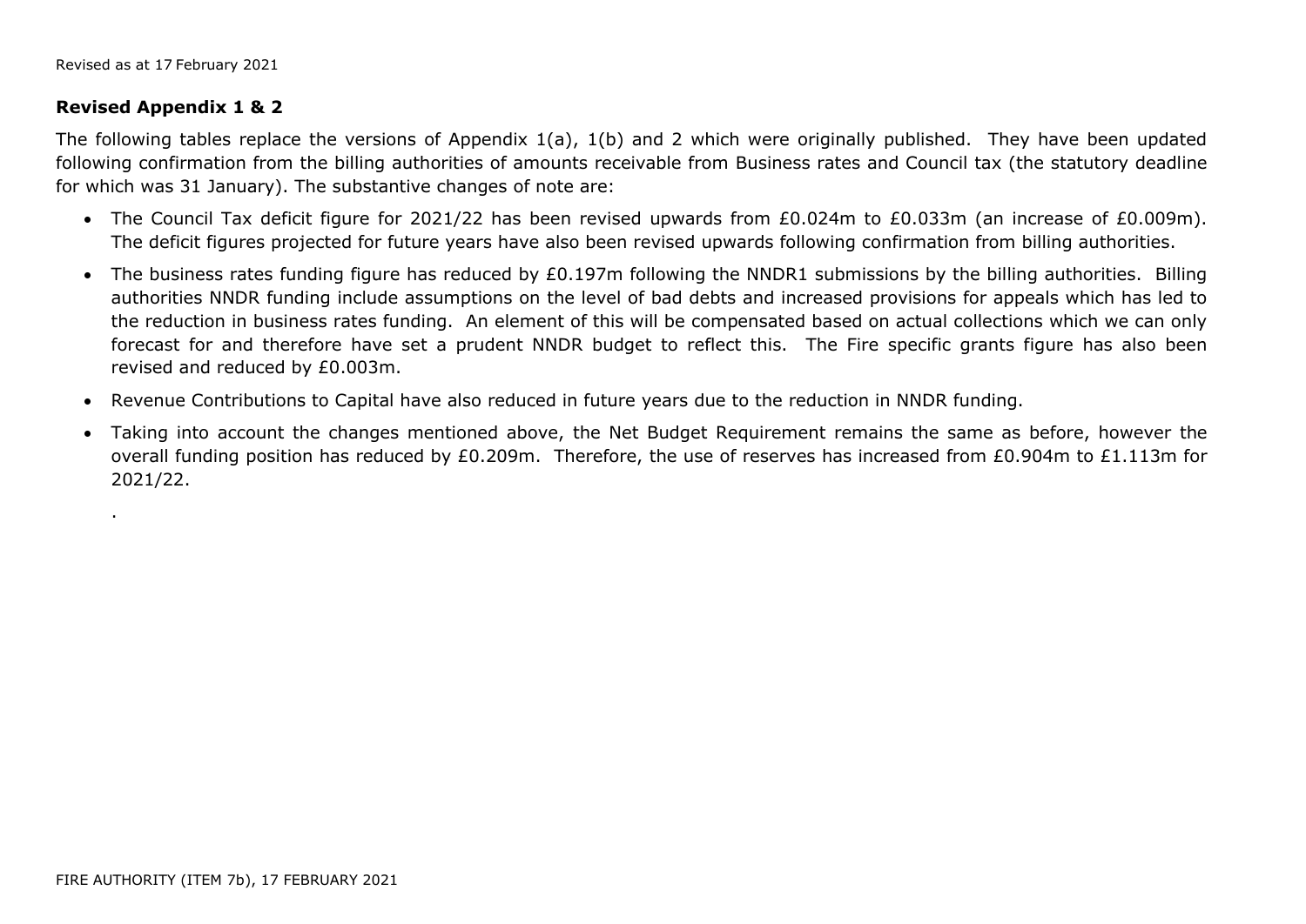Revised as at 17 February 2021

**Revised Appendix 1 & 2**

The following tables replace the versions of Appendix 1(a), 1(b) and 2 which were originally published. They have been updated following confirmation from the billing authorities of amounts receivable from Business rates and Council tax (the statutory deadline for which was 31 January). The substantive changes of note are:

- The Council Tax deficit figure for 2021/22 has been revised upwards from £0.024m to £0.033m (an increase of £0.009m). The deficit figures projected for future years have also been revised upwards following confirmation from billing authorities.
- The business rates funding figure has reduced by £0.197m following the NNDR1 submissions by the billing authorities. Billing authorities NNDR funding include assumptions on the level of bad debts and increased provisions for appeals which has led to the reduction in business rates funding. An element of this will be compensated based on actual collections which we can only forecast for and therefore have set a prudent NNDR budget to reflect this. The Fire specific grants figure has also been revised and reduced by £0.003m.
- Revenue Contributions to Capital have also reduced in future years due to the reduction in NNDR funding.
- Taking into account the changes mentioned above, the Net Budget Requirement remains the same as before, however the overall funding position has reduced by £0.209m. Therefore, the use of reserves has increased from £0.904m to £1.113m for 2021/22.

.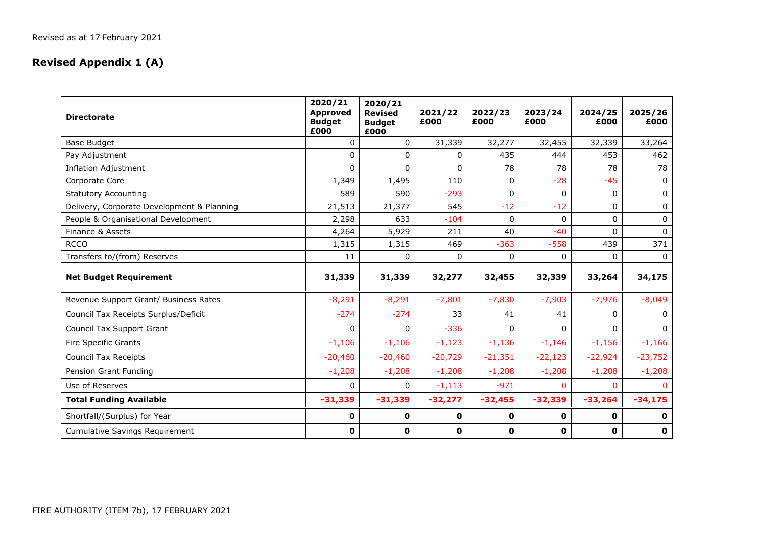Revised as at 17 February 2021

## Revised Appendix 1 (A)

| Directorate | 2020/21 Approved Budget £000 | 2020/21 Revised Budget £000 | 2021/22 £000 | 2022/23 £000 | 2023/24 £000 | 2024/25 £000 | 2025/26 £000 |
|---|---|---|---|---|---|---|---|
| Base Budget | 0 | 0 | 31,339 | 32,277 | 32,455 | 32,339 | 33,264 |
| Pay Adjustment | 0 | 0 | 0 | 435 | 444 | 453 | 462 |
| Inflation Adjustment | 0 | 0 | 0 | 78 | 78 | 78 | 78 |
| Corporate Core | 1,349 | 1,495 | 110 | 0 | -28 | -45 | 0 |
| Statutory Accounting | 589 | 590 | -293 | 0 | 0 | 0 | 0 |
| Delivery, Corporate Development & Planning | 21,513 | 21,377 | 545 | -12 | -12 | 0 | 0 |
| People & Organisational Development | 2,298 | 633 | -104 | 0 | 0 | 0 | 0 |
| Finance & Assets | 4,264 | 5,929 | 211 | 40 | -40 | 0 | 0 |
| RCCO | 1,315 | 1,315 | 469 | -363 | -558 | 439 | 371 |
| Transfers to/(from) Reserves | 11 | 0 | 0 | 0 | 0 | 0 | 0 |
| **Net Budget Requirement** | **31,339** | **31,339** | **32,277** | **32,455** | **32,339** | **33,264** | **34,175** |
| Revenue Support Grant/ Business Rates | -8,291 | -8,291 | -7,801 | -7,830 | -7,903 | -7,976 | -8,049 |
| Council Tax Receipts Surplus/Deficit | -274 | -274 | 33 | 41 | 41 | 0 | 0 |
| Council Tax Support Grant | 0 | 0 | -336 | 0 | 0 | 0 | 0 |
| Fire Specific Grants | -1,106 | -1,106 | -1,123 | -1,136 | -1,146 | -1,156 | -1,166 |
| Council Tax Receipts | -20,460 | -20,460 | -20,729 | -21,351 | -22,123 | -22,924 | -23,752 |
| Pension Grant Funding | -1,208 | -1,208 | -1,208 | -1,208 | -1,208 | -1,208 | -1,208 |
| Use of Reserves | 0 | 0 | -1,113 | -971 | 0 | 0 | 0 |
| **Total Funding Available** | **-31,339** | **-31,339** | **-32,277** | **-32,455** | **-32,339** | **-33,264** | **-34,175** |
| Shortfall/(Surplus) for Year | **0** | **0** | **0** | **0** | **0** | **0** | **0** |
| Cumulative Savings Requirement | **0** | **0** | **0** | **0** | **0** | **0** | **0** |

FIRE AUTHORITY (ITEM 7b), 17 FEBRUARY 2021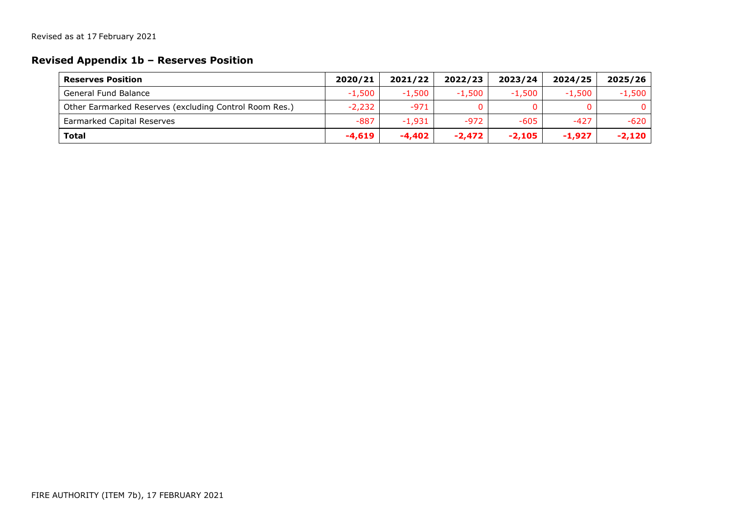Revised as at 17 February 2021

## Revised Appendix 1b – Reserves Position

| **Reserves Position** | **2020/21** | **2021/22** | **2022/23** | **2023/24** | **2024/25** | **2025/26** |
|---|---|---|---|---|---|---|
| General Fund Balance | -1,500 | -1,500 | -1,500 | -1,500 | -1,500 | -1,500 |
| Other Earmarked Reserves (excluding Control Room Res.) | -2,232 | -971 | 0 | 0 | 0 | 0 |
| Earmarked Capital Reserves | -887 | -1,931 | -972 | -605 | -427 | -620 |
| **Total** | **-4,619** | **-4,402** | **-2,472** | **-2,105** | **-1,927** | **-2,120** |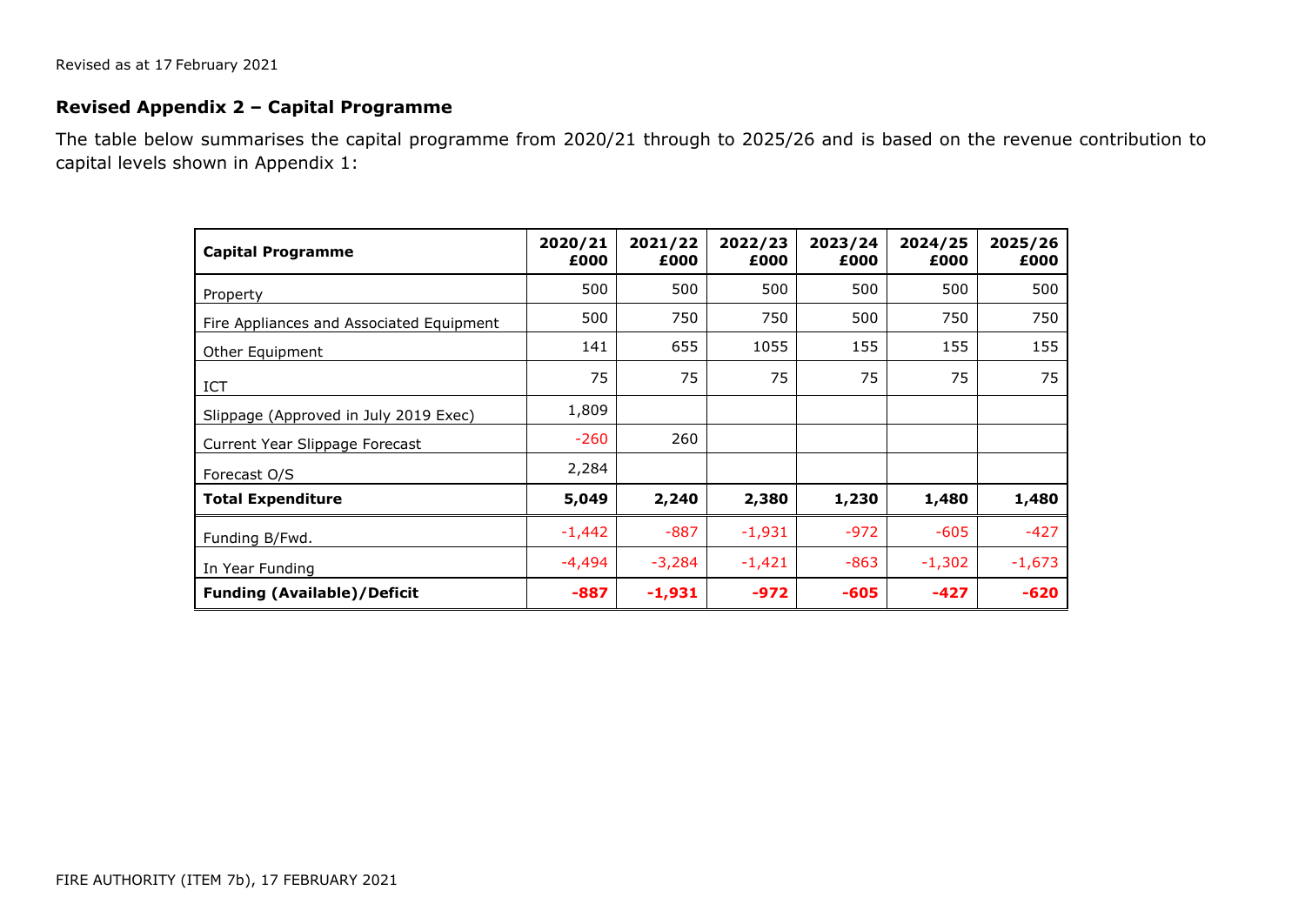Revised as at 17 February 2021

## Revised Appendix 2 – Capital Programme

The table below summarises the capital programme from 2020/21 through to 2025/26 and is based on the revenue contribution to capital levels shown in Appendix 1:

| Capital Programme | 2020/21 £000 | 2021/22 £000 | 2022/23 £000 | 2023/24 £000 | 2024/25 £000 | 2025/26 £000 |
|---|---|---|---|---|---|---|
| Property | 500 | 500 | 500 | 500 | 500 | 500 |
| Fire Appliances and Associated Equipment | 500 | 750 | 750 | 500 | 750 | 750 |
| Other Equipment | 141 | 655 | 1055 | 155 | 155 | 155 |
| ICT | 75 | 75 | 75 | 75 | 75 | 75 |
| Slippage (Approved in July 2019 Exec) | 1,809 | | | | | |
| Current Year Slippage Forecast | -260 | 260 | | | | |
| Forecast O/S | 2,284 | | | | | |
| **Total Expenditure** | **5,049** | **2,240** | **2,380** | **1,230** | **1,480** | **1,480** |
| Funding B/Fwd. | -1,442 | -887 | -1,931 | -972 | -605 | -427 |
| In Year Funding | -4,494 | -3,284 | -1,421 | -863 | -1,302 | -1,673 |
| **Funding (Available)/Deficit** | **-887** | **-1,931** | **-972** | **-605** | **-427** | **-620** |

FIRE AUTHORITY (ITEM 7b), 17 FEBRUARY 2021